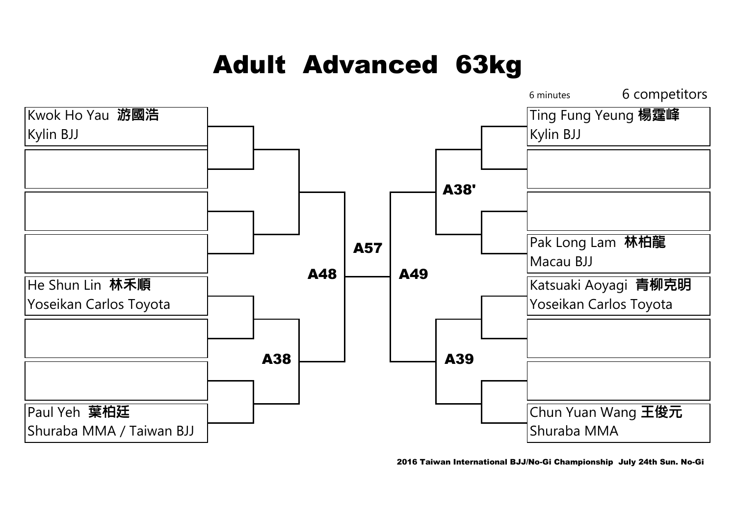# Adult Advanced 63kg

6 minutes

6 competitors

| Left bracket | Match |
|---|---|
| Kwok Ho Yau 游國浩<br>Kylin BJJ | A48 |
| | |
| | |
| | |
| He Shun Lin 林禾順<br>Yoseikan Carlos Toyota | A38 |
| | |
| | |
| Paul Yeh 葉柏廷<br>Shuraba MMA / Taiwan BJJ | |

| Right bracket | Match |
|---|---|
| Ting Fung Yeung 楊霆峰<br>Kylin BJJ | A38' |
| | |
| | |
| Pak Long Lam 林柏龍<br>Macau BJJ | |
| Katsuaki Aoyagi 青柳克明<br>Yoseikan Carlos Toyota | A39 |
| | |
| | |
| Chun Yuan Wang 王俊元<br>Shuraba MMA | |

A48 vs A49: **A57**

2016 Taiwan International BJJ/No-Gi Championship July 24th Sun. No-Gi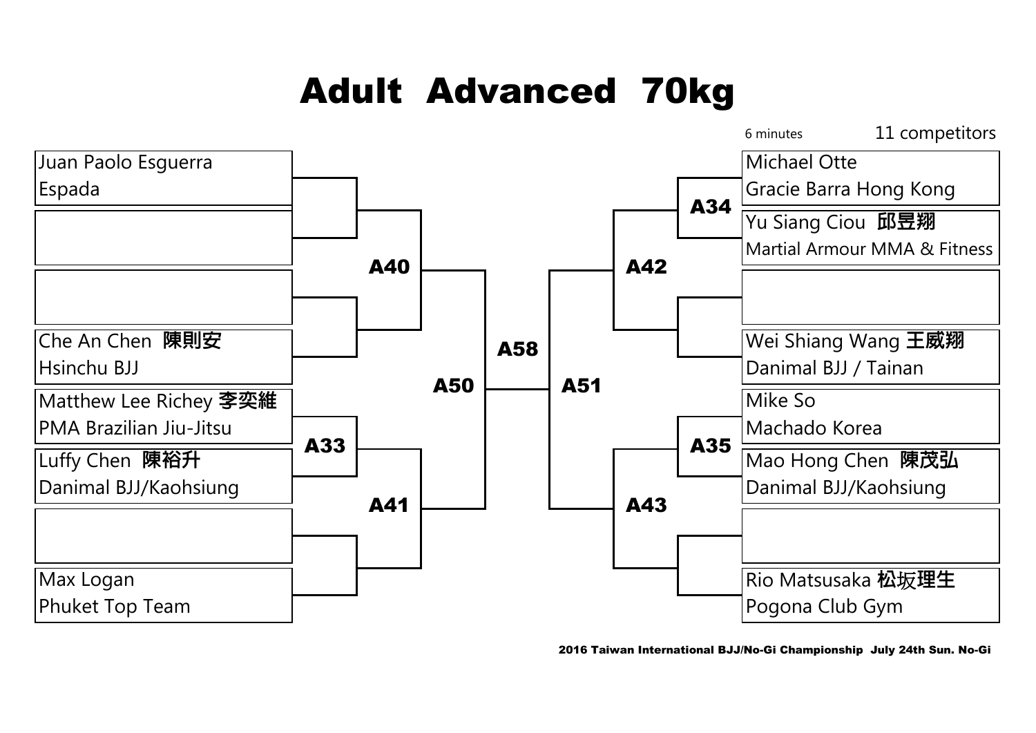# Adult Advanced 70kg

6 minutes

11 competitors

**Left bracket**

| Competitor | Team |
|---|---|
| Juan Paolo Esguerra | Espada |
| | |
| | |
| Che An Chen 陳則安 | Hsinchu BJJ |
| Matthew Lee Richey 李奕維 | PMA Brazilian Jiu-Jitsu |
| Luffy Chen 陳裕升 | Danimal BJJ/Kaohsiung |
| | |
| Max Logan | Phuket Top Team |

**Right bracket**

| Competitor | Team |
|---|---|
| Michael Otte | Gracie Barra Hong Kong |
| Yu Siang Ciou 邱昱翔 | Martial Armour MMA & Fitness |
| | |
| Wei Shiang Wang 王威翔 | Danimal BJJ / Tainan |
| Mike So | Machado Korea |
| Mao Hong Chen 陳茂弘 | Danimal BJJ/Kaohsiung |
| | |
| Rio Matsusaka 松坂理生 | Pogona Club Gym |

Matches: A33, A34, A35, A40, A41, A42, A43, A50, A51, A58

2016 Taiwan International BJJ/No-Gi Championship July 24th Sun. No-Gi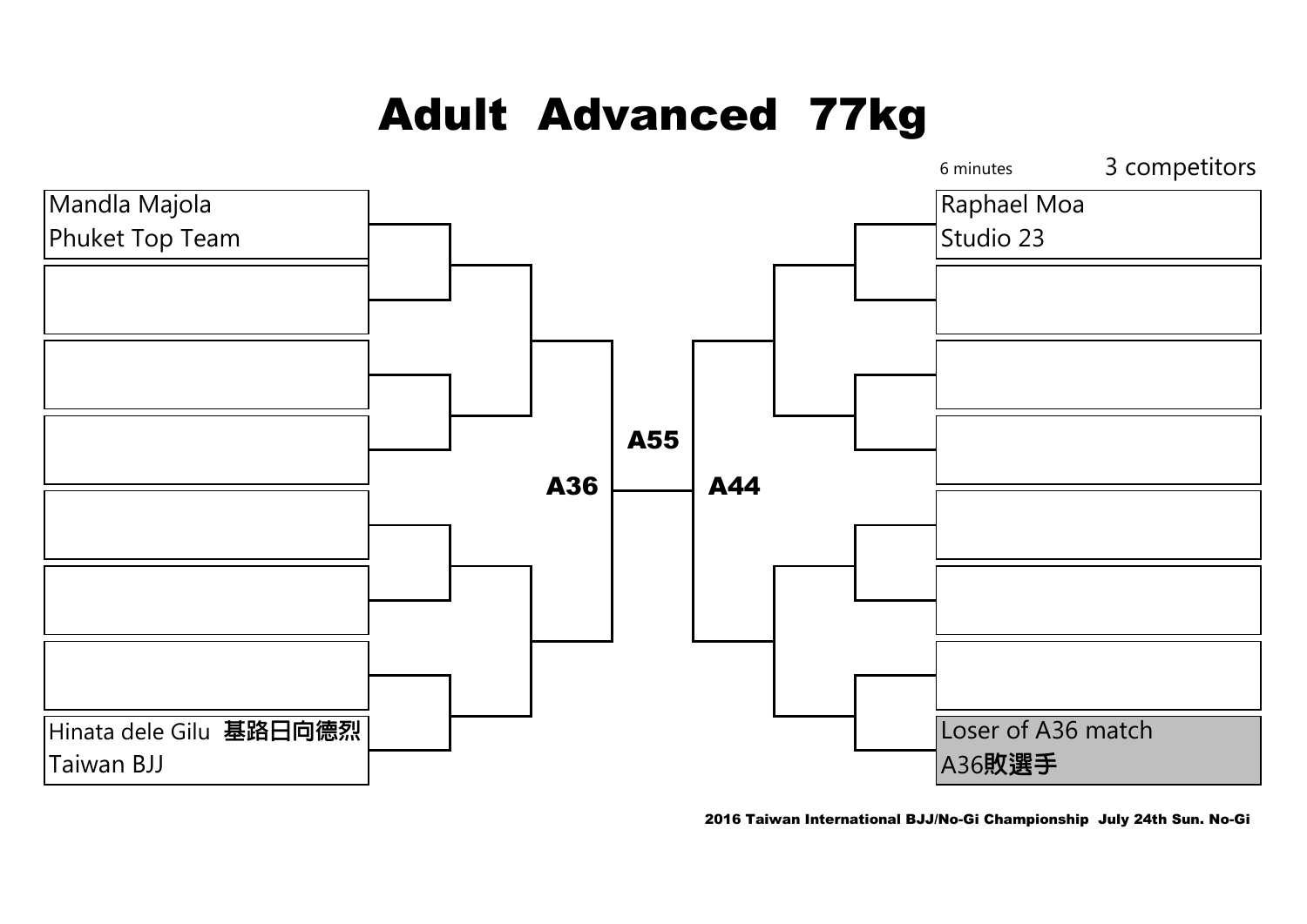# Adult Advanced 77kg

6 minutes

3 competitors

Mandla Majola
Phuket Top Team

Hinata dele Gilu 基路日向德烈
Taiwan BJJ

A36

A55

A44

Raphael Moa
Studio 23

Loser of A36 match
A36敗選手

2016 Taiwan International BJJ/No-Gi Championship July 24th Sun. No-Gi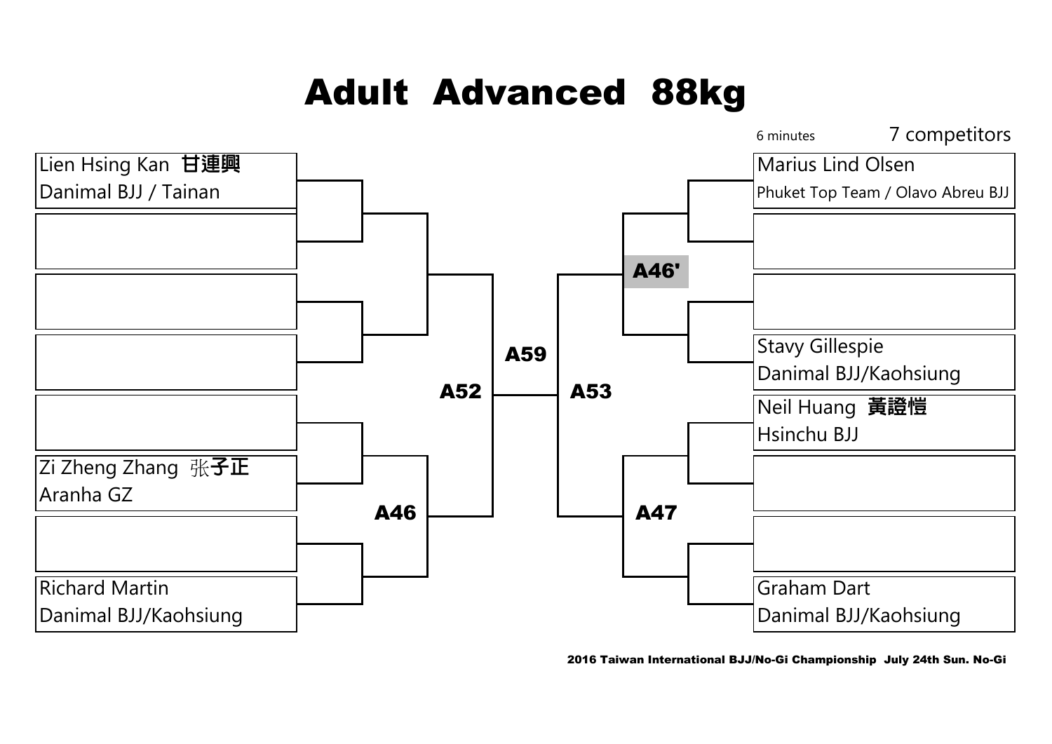# Adult Advanced 88kg

6 minutes

7 competitors

| Left bracket | Right bracket |
| --- | --- |
| Lien Hsing Kan **甘連興**<br>Danimal BJJ / Tainan | Marius Lind Olsen<br>Phuket Top Team / Olavo Abreu BJJ |
| | |
| | |
| | Stavy Gillespie<br>Danimal BJJ/Kaohsiung |
| | Neil Huang **黃證愷**<br>Hsinchu BJJ |
| Zi Zheng Zhang 张**子正**<br>Aranha GZ | |
| | |
| Richard Martin<br>Danimal BJJ/Kaohsiung | Graham Dart<br>Danimal BJJ/Kaohsiung |

**A46'**

**A59**

**A52**

**A53**

**A46**

**A47**

2016 Taiwan International BJJ/No-Gi Championship July 24th Sun. No-Gi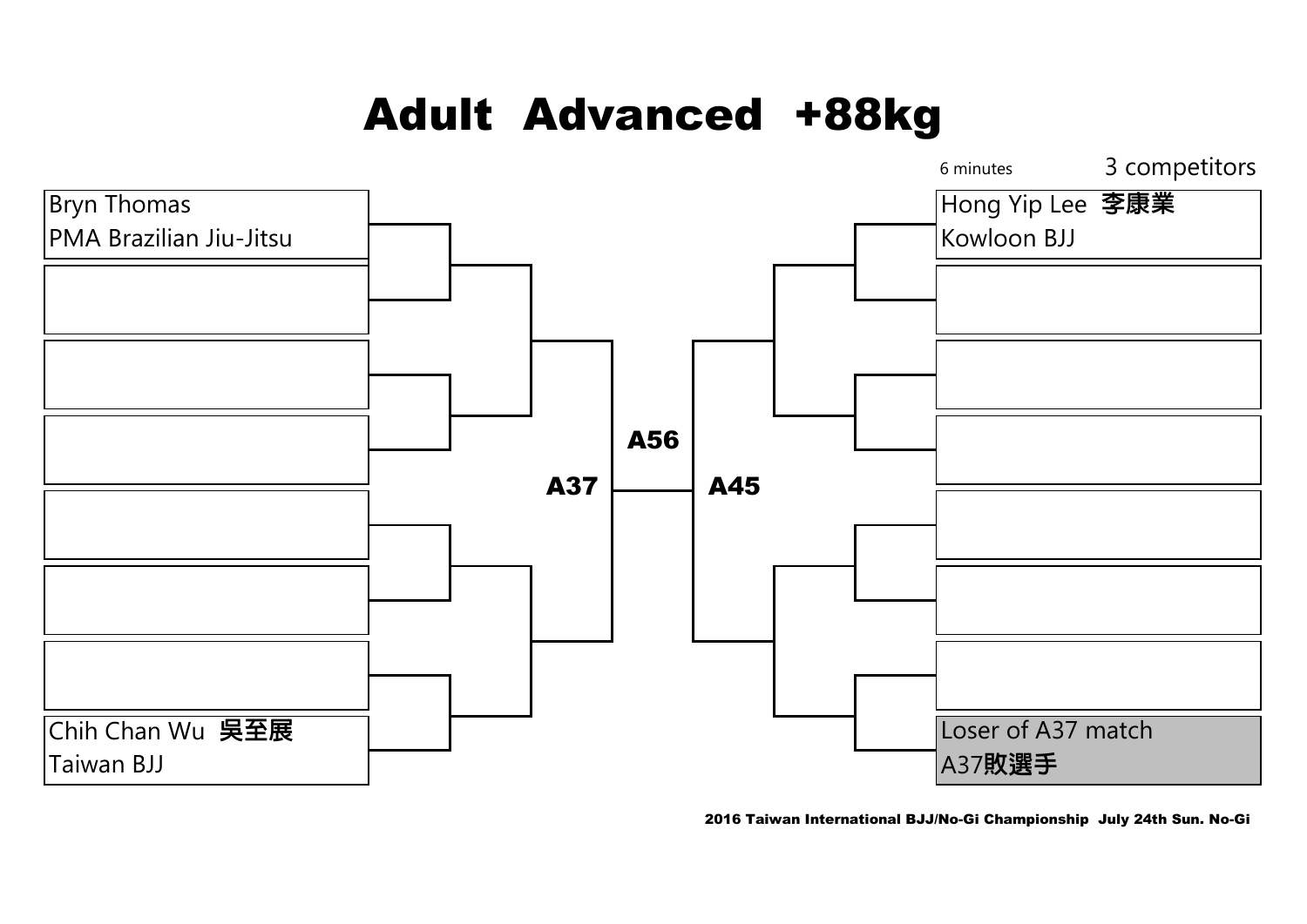# Adult Advanced +88kg

6 minutes

3 competitors

Bryn Thomas
PMA Brazilian Jiu-Jitsu

Chih Chan Wu 吳至展
Taiwan BJJ

A37

A56

A45

Hong Yip Lee 李康業
Kowloon BJJ

Loser of A37 match
A37敗選手

2016 Taiwan International BJJ/No-Gi Championship July 24th Sun. No-Gi